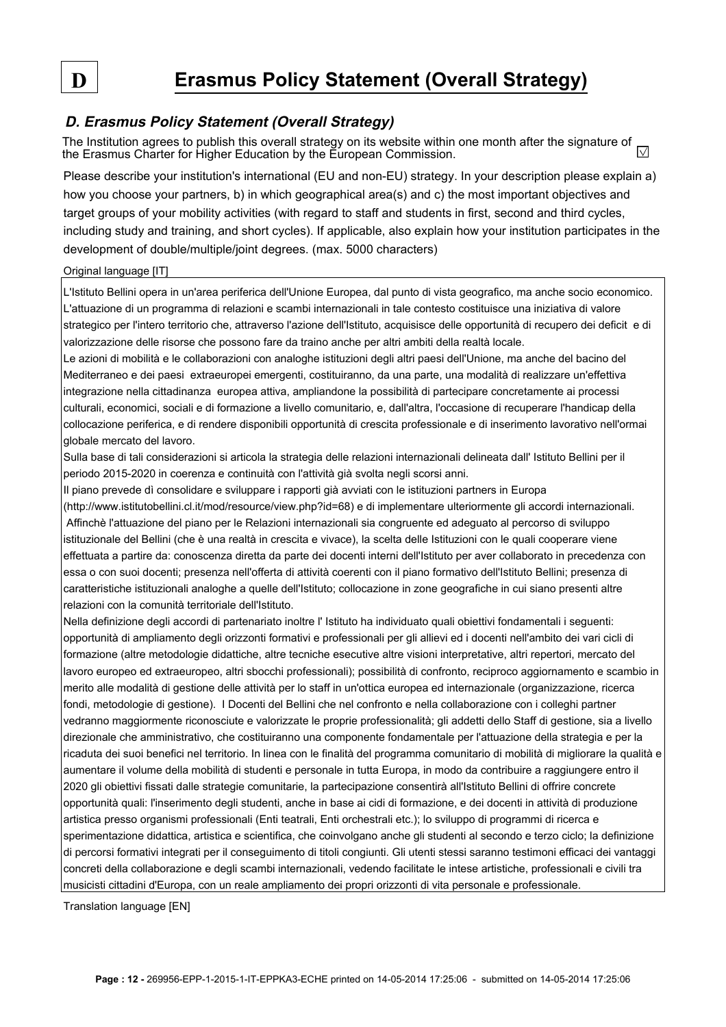# D Erasmus Policy Statement (Overall Strategy)

## *D. Erasmus Policy Statement (Overall Strategy)*

The Institution agrees to publish this overall strategy on its website within one month after the signature of the Erasmus Charter for Higher Education by the European Commission. ☑

Please describe your institution's international (EU and non-EU) strategy. In your description please explain a) how you choose your partners, b) in which geographical area(s) and c) the most important objectives and target groups of your mobility activities (with regard to staff and students in first, second and third cycles, including study and training, and short cycles). If applicable, also explain how your institution participates in the development of double/multiple/joint degrees. (max. 5000 characters)

Original language [IT]

L'Istituto Bellini opera in un'area periferica dell'Unione Europea, dal punto di vista geografico, ma anche socio economico. L'attuazione di un programma di relazioni e scambi internazionali in tale contesto costituisce una iniziativa di valore strategico per l'intero territorio che, attraverso l'azione dell'Istituto, acquisisce delle opportunità di recupero dei deficit e di valorizzazione delle risorse che possono fare da traino anche per altri ambiti della realtà locale.
Le azioni di mobilità e le collaborazioni con analoghe istituzioni degli altri paesi dell'Unione, ma anche del bacino del Mediterraneo e dei paesi extraeuropei emergenti, costituiranno, da una parte, una modalità di realizzare un'effettiva integrazione nella cittadinanza europea attiva, ampliandone la possibilità di partecipare concretamente ai processi culturali, economici, sociali e di formazione a livello comunitario, e, dall'altra, l'occasione di recuperare l'handicap della collocazione periferica, e di rendere disponibili opportunità di crescita professionale e di inserimento lavorativo nell'ormai globale mercato del lavoro.
Sulla base di tali considerazioni si articola la strategia delle relazioni internazionali delineata dall' Istituto Bellini per il periodo 2015-2020 in coerenza e continuità con l'attività già svolta negli scorsi anni.
Il piano prevede dì consolidare e sviluppare i rapporti già avviati con le istituzioni partners in Europa (http://www.istitutobellini.cl.it/mod/resource/view.php?id=68) e di implementare ulteriormente gli accordi internazionali.
Affinchè l'attuazione del piano per le Relazioni internazionali sia congruente ed adeguato al percorso di sviluppo istituzionale del Bellini (che è una realtà in crescita e vivace), la scelta delle Istituzioni con le quali cooperare viene effettuata a partire da: conoscenza diretta da parte dei docenti interni dell'Istituto per aver collaborato in precedenza con essa o con suoi docenti; presenza nell'offerta di attività coerenti con il piano formativo dell'Istituto Bellini; presenza di caratteristiche istituzionali analoghe a quelle dell'Istituto; collocazione in zone geografiche in cui siano presenti altre relazioni con la comunità territoriale dell'Istituto.
Nella definizione degli accordi di partenariato inoltre l' Istituto ha individuato quali obiettivi fondamentali i seguenti: opportunità di ampliamento degli orizzonti formativi e professionali per gli allievi ed i docenti nell'ambito dei vari cicli di formazione (altre metodologie didattiche, altre tecniche esecutive altre visioni interpretative, altri repertori, mercato del lavoro europeo ed extraeuropeo, altri sbocchi professionali); possibilità di confronto, reciproco aggiornamento e scambio in merito alle modalità di gestione delle attività per lo staff in un'ottica europea ed internazionale (organizzazione, ricerca fondi, metodologie di gestione). I Docenti del Bellini che nel confronto e nella collaborazione con i colleghi partner vedranno maggiormente riconosciute e valorizzate le proprie professionalità; gli addetti dello Staff di gestione, sia a livello direzionale che amministrativo, che costituiranno una componente fondamentale per l'attuazione della strategia e per la ricaduta dei suoi benefici nel territorio. In linea con le finalità del programma comunitario di mobilità di migliorare la qualità e aumentare il volume della mobilità di studenti e personale in tutta Europa, in modo da contribuire a raggiungere entro il 2020 gli obiettivi fissati dalle strategie comunitarie, la partecipazione consentirà all'Istituto Bellini di offrire concrete opportunità quali: l'inserimento degli studenti, anche in base ai cidi di formazione, e dei docenti in attività di produzione artistica presso organismi professionali (Enti teatrali, Enti orchestrali etc.); lo sviluppo di programmi di ricerca e sperimentazione didattica, artistica e scientifica, che coinvolgano anche gli studenti al secondo e terzo ciclo; la definizione di percorsi formativi integrati per il conseguimento di titoli congiunti. Gli utenti stessi saranno testimoni efficaci dei vantaggi concreti della collaborazione e degli scambi internazionali, vedendo facilitate le intese artistiche, professionali e civili tra musicisti cittadini d'Europa, con un reale ampliamento dei propri orizzonti di vita personale e professionale.

Translation language [EN]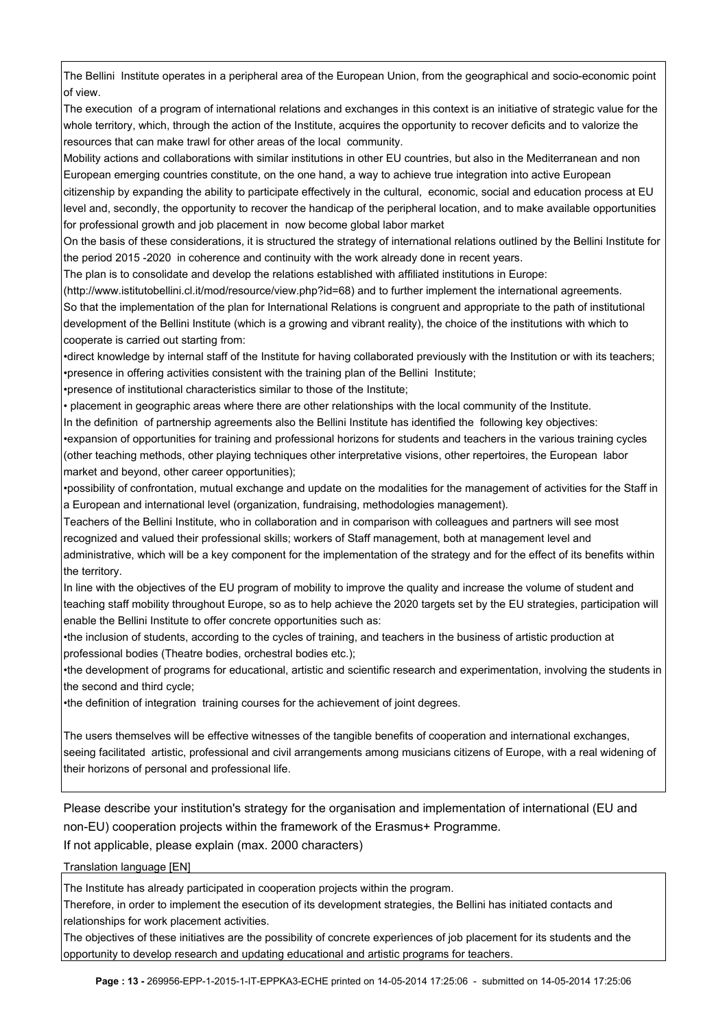The Bellini Institute operates in a peripheral area of the European Union, from the geographical and socio-economic point of view.

The execution of a program of international relations and exchanges in this context is an initiative of strategic value for the whole territory, which, through the action of the Institute, acquires the opportunity to recover deficits and to valorize the resources that can make trawl for other areas of the local community.

Mobility actions and collaborations with similar institutions in other EU countries, but also in the Mediterranean and non European emerging countries constitute, on the one hand, a way to achieve true integration into active European citizenship by expanding the ability to participate effectively in the cultural, economic, social and education process at EU level and, secondly, the opportunity to recover the handicap of the peripheral location, and to make available opportunities for professional growth and job placement in now become global labor market

On the basis of these considerations, it is structured the strategy of international relations outlined by the Bellini Institute for the period 2015 -2020 in coherence and continuity with the work already done in recent years.

The plan is to consolidate and develop the relations established with affiliated institutions in Europe:
(http://www.istitutobellini.cl.it/mod/resource/view.php?id=68) and to further implement the international agreements.

So that the implementation of the plan for International Relations is congruent and appropriate to the path of institutional development of the Bellini Institute (which is a growing and vibrant reality), the choice of the institutions with which to cooperate is carried out starting from:

- direct knowledge by internal staff of the Institute for having collaborated previously with the Institution or with its teachers;
- presence in offering activities consistent with the training plan of the Bellini Institute;
- presence of institutional characteristics similar to those of the Institute;
- placement in geographic areas where there are other relationships with the local community of the Institute.

In the definition of partnership agreements also the Bellini Institute has identified the following key objectives:

- expansion of opportunities for training and professional horizons for students and teachers in the various training cycles (other teaching methods, other playing techniques other interpretative visions, other repertoires, the European labor market and beyond, other career opportunities);
- possibility of confrontation, mutual exchange and update on the modalities for the management of activities for the Staff in a European and international level (organization, fundraising, methodologies management).

Teachers of the Bellini Institute, who in collaboration and in comparison with colleagues and partners will see most recognized and valued their professional skills; workers of Staff management, both at management level and administrative, which will be a key component for the implementation of the strategy and for the effect of its benefits within the territory.

In line with the objectives of the EU program of mobility to improve the quality and increase the volume of student and teaching staff mobility throughout Europe, so as to help achieve the 2020 targets set by the EU strategies, participation will enable the Bellini Institute to offer concrete opportunities such as:

- the inclusion of students, according to the cycles of training, and teachers in the business of artistic production at professional bodies (Theatre bodies, orchestral bodies etc.);
- the development of programs for educational, artistic and scientific research and experimentation, involving the students in the second and third cycle;
- the definition of integration training courses for the achievement of joint degrees.

The users themselves will be effective witnesses of the tangible benefits of cooperation and international exchanges, seeing facilitated artistic, professional and civil arrangements among musicians citizens of Europe, with a real widening of their horizons of personal and professional life.

Please describe your institution's strategy for the organisation and implementation of international (EU and non-EU) cooperation projects within the framework of the Erasmus+ Programme.
If not applicable, please explain (max. 2000 characters)

Translation language [EN]

The Institute has already participated in cooperation projects within the program.

Therefore, in order to implement the esecution of its development strategies, the Bellini has initiated contacts and relationships for work placement activities.

The objectives of these initiatives are the possibility of concrete experiences of job placement for its students and the opportunity to develop research and updating educational and artistic programs for teachers.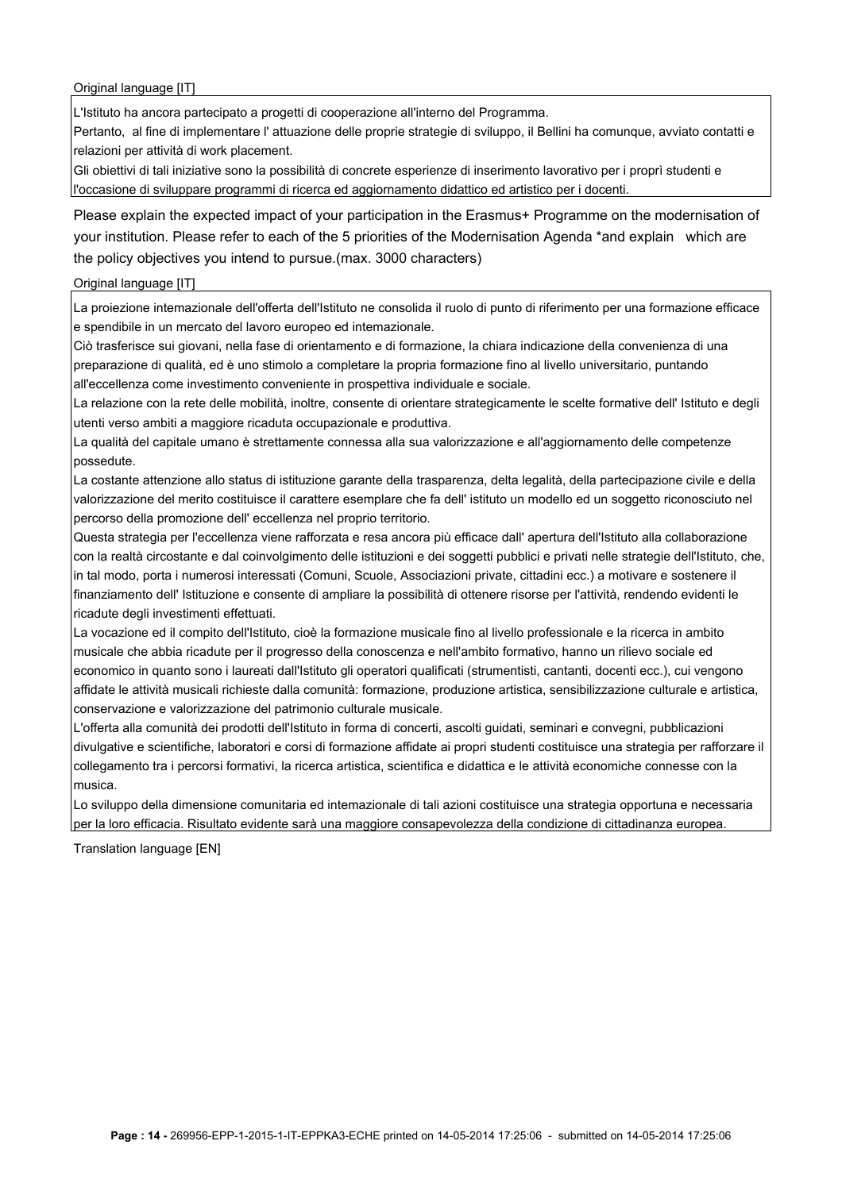Original language [IT]

L'Istituto ha ancora partecipato a progetti di cooperazione all'interno del Programma.
Pertanto, al fine di implementare l' attuazione delle proprie strategie di sviluppo, il Bellini ha comunque, avviato contatti e relazioni per attività di work placement.
Gli obiettivi di tali iniziative sono la possibilità di concrete esperienze di inserimento lavorativo per i proprì studenti e l'occasione di sviluppare programmi di ricerca ed aggiornamento didattico ed artistico per i docenti.

Please explain the expected impact of your participation in the Erasmus+ Programme on the modernisation of your institution. Please refer to each of the 5 priorities of the Modernisation Agenda *and explain which are the policy objectives you intend to pursue.(max. 3000 characters)

Original language [IT]

La proiezione internazionale dell'offerta dell'Istituto ne consolida il ruolo di punto di riferimento per una formazione efficace e spendibile in un mercato del lavoro europeo ed internazionale.
Ciò trasferisce sui giovani, nella fase di orientamento e di formazione, la chiara indicazione della convenienza di una preparazione di qualità, ed è uno stimolo a completare la propria formazione fino al livello universitario, puntando all'eccellenza come investimento conveniente in prospettiva individuale e sociale.
La relazione con la rete delle mobilità, inoltre, consente di orientare strategicamente le scelte formative dell' Istituto e degli utenti verso ambiti a maggiore ricaduta occupazionale e produttiva.
La qualità del capitale umano è strettamente connessa alla sua valorizzazione e all'aggiornamento delle competenze possedute.
La costante attenzione allo status di istituzione garante della trasparenza, delta legalità, della partecipazione civile e della valorizzazione del merito costituisce il carattere esemplare che fa dell' istituto un modello ed un soggetto riconosciuto nel percorso della promozione dell' eccellenza nel proprio territorio.
Questa strategia per l'eccellenza viene rafforzata e resa ancora più efficace dall' apertura dell'Istituto alla collaborazione con la realtà circostante e dal coinvolgimento delle istituzioni e dei soggetti pubblici e privati nelle strategie dell'Istituto, che, in tal modo, porta i numerosi interessati (Comuni, Scuole, Associazioni private, cittadini ecc.) a motivare e sostenere il finanziamento dell' Istituzione e consente di ampliare la possibilità di ottenere risorse per l'attività, rendendo evidenti le ricadute degli investimenti effettuati.
La vocazione ed il compito dell'Istituto, cioè la formazione musicale fino al livello professionale e la ricerca in ambito musicale che abbia ricadute per il progresso della conoscenza e nell'ambito formativo, hanno un rilievo sociale ed economico in quanto sono i laureati dall'Istituto gli operatori qualificati (strumentisti, cantanti, docenti ecc.), cui vengono affidate le attività musicali richieste dalla comunità: formazione, produzione artistica, sensibilizzazione culturale e artistica, conservazione e valorizzazione del patrimonio culturale musicale.
L'offerta alla comunità dei prodotti dell'Istituto in forma di concerti, ascolti guidati, seminari e convegni, pubblicazioni divulgative e scientifiche, laboratori e corsi di formazione affidate ai propri studenti costituisce una strategia per rafforzare il collegamento tra i percorsi formativi, la ricerca artistica, scientifica e didattica e le attività economiche connesse con la musica.
Lo sviluppo della dimensione comunitaria ed internazionale di tali azioni costituisce una strategia opportuna e necessaria per la loro efficacia. Risultato evidente sarà una maggiore consapevolezza della condizione di cittadinanza europea.

Translation language [EN]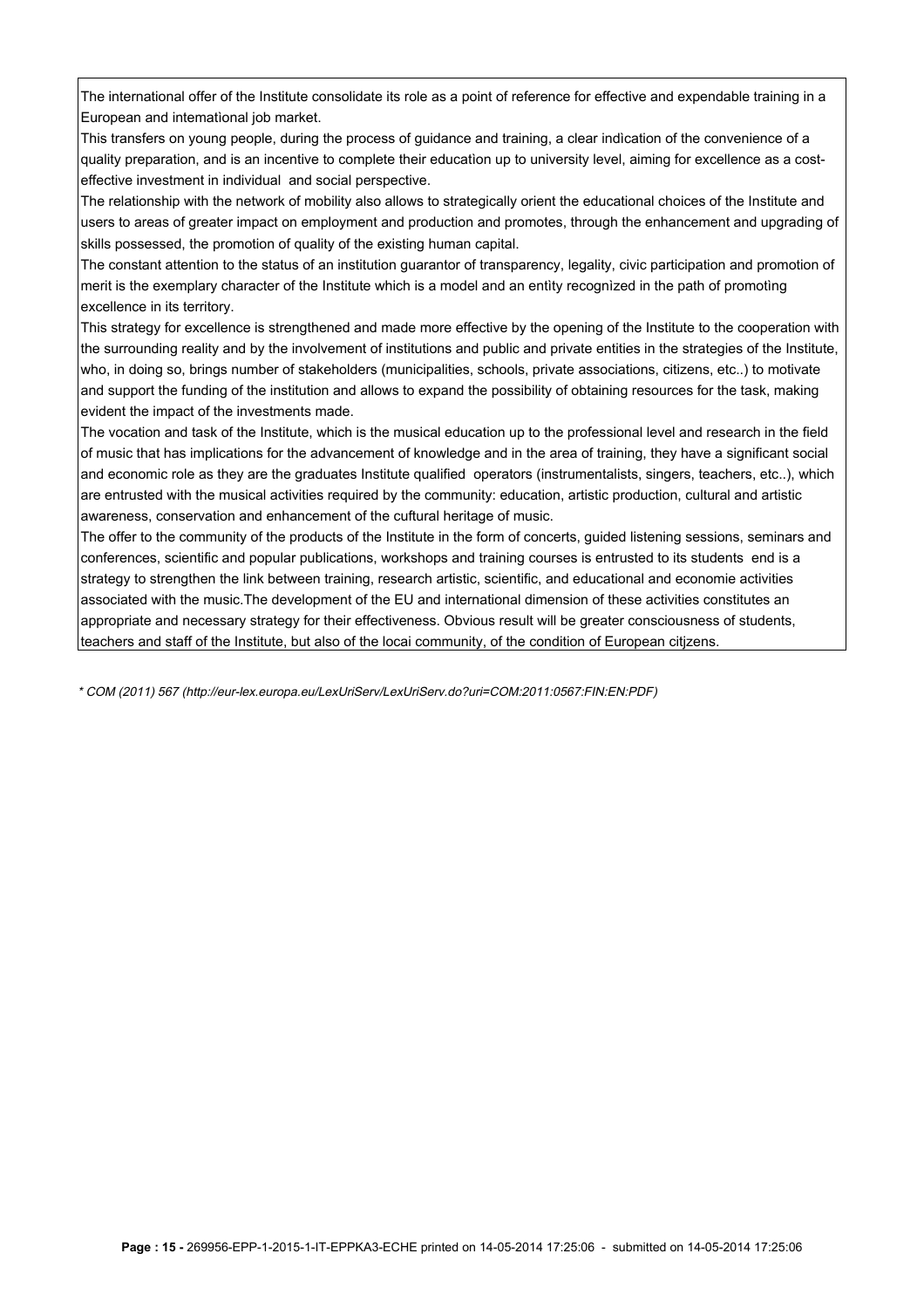The international offer of the Institute consolidate its role as a point of reference for effective and expendable training in a European and intemational job market.

This transfers on young people, during the process of guidance and training, a clear indìcation of the convenience of a quality preparation, and is an incentive to complete their educatìon up to university level, aiming for excellence as a cost-effective investment in individual and social perspective.

The relationship with the network of mobility also allows to strategically orient the educational choices of the Institute and users to areas of greater impact on employment and production and promotes, through the enhancement and upgrading of skills possessed, the promotion of quality of the existing human capital.

The constant attention to the status of an institution guarantor of transparency, legality, civic participation and promotion of merit is the exemplary character of the Institute which is a model and an entity recognìzed in the path of promoting excellence in its territory.

This strategy for excellence is strengthened and made more effective by the opening of the Institute to the cooperation with the surrounding reality and by the involvement of institutions and public and private entities in the strategies of the Institute, who, in doing so, brings number of stakeholders (municipalities, schools, private associations, citizens, etc..) to motivate and support the funding of the institution and allows to expand the possibility of obtaining resources for the task, making evident the impact of the investments made.

The vocation and task of the Institute, which is the musical education up to the professional level and research in the field of music that has implications for the advancement of knowledge and in the area of training, they have a significant social and economic role as they are the graduates Institute qualified operators (instrumentalists, singers, teachers, etc..), which are entrusted with the musical activities required by the community: education, artistic production, cultural and artistic awareness, conservation and enhancement of the cuftural heritage of music.

The offer to the community of the products of the Institute in the form of concerts, guided listening sessions, seminars and conferences, scientific and popular publications, workshops and training courses is entrusted to its students end is a strategy to strengthen the link between training, research artistic, scientific, and educational and economie activities associated with the music.The development of the EU and international dimension of these activities constitutes an appropriate and necessary strategy for their effectiveness. Obvious result will be greater consciousness of students, teachers and staff of the Institute, but also of the locai community, of the condition of European citjzens.

*\* COM (2011) 567 (http://eur-lex.europa.eu/LexUriServ/LexUriServ.do?uri=COM:2011:0567:FIN:EN:PDF)*